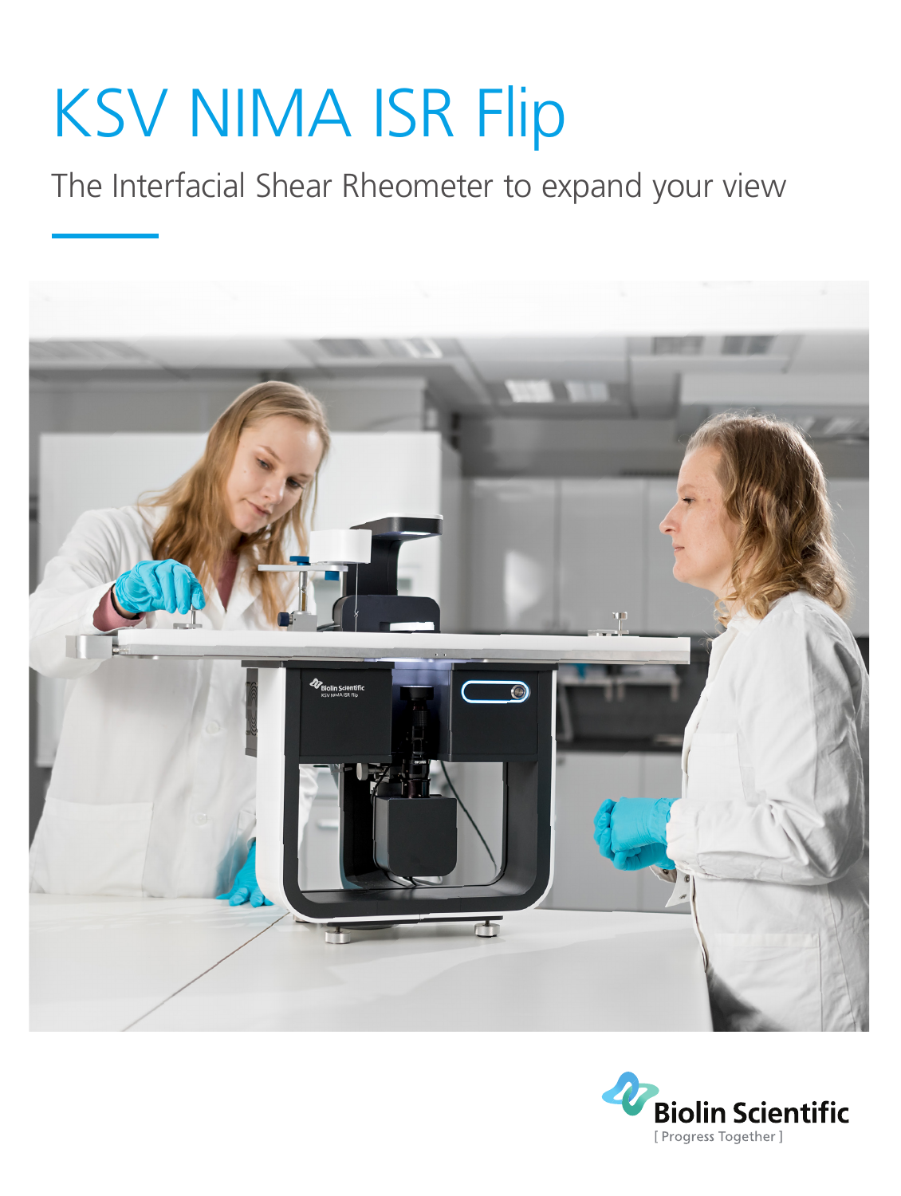# KSV NIMA ISR Flip

The Interfacial Shear Rheometer to expand your view

Biolin Scientific

[ Progress Together ]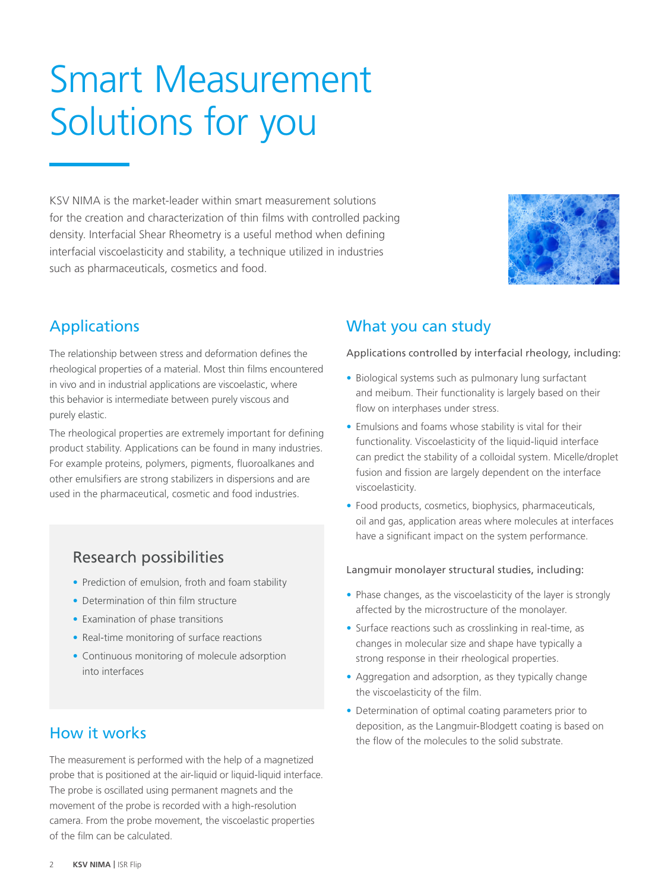# Smart Measurement Solutions for you

KSV NIMA is the market-leader within smart measurement solutions for the creation and characterization of thin films with controlled packing density. Interfacial Shear Rheometry is a useful method when defining interfacial viscoelasticity and stability, a technique utilized in industries such as pharmaceuticals, cosmetics and food.

## Applications

The relationship between stress and deformation defines the rheological properties of a material. Most thin films encountered in vivo and in industrial applications are viscoelastic, where this behavior is intermediate between purely viscous and purely elastic.

The rheological properties are extremely important for defining product stability. Applications can be found in many industries. For example proteins, polymers, pigments, fluoroalkanes and other emulsifiers are strong stabilizers in dispersions and are used in the pharmaceutical, cosmetic and food industries.

### Research possibilities

- Prediction of emulsion, froth and foam stability
- Determination of thin film structure
- Examination of phase transitions
- Real-time monitoring of surface reactions
- Continuous monitoring of molecule adsorption into interfaces

## How it works

The measurement is performed with the help of a magnetized probe that is positioned at the air-liquid or liquid-liquid interface. The probe is oscillated using permanent magnets and the movement of the probe is recorded with a high-resolution camera. From the probe movement, the viscoelastic properties of the film can be calculated.

## What you can study

Applications controlled by interfacial rheology, including:

- Biological systems such as pulmonary lung surfactant and meibum. Their functionality is largely based on their flow on interphases under stress.
- Emulsions and foams whose stability is vital for their functionality. Viscoelasticity of the liquid-liquid interface can predict the stability of a colloidal system. Micelle/droplet fusion and fission are largely dependent on the interface viscoelasticity.
- Food products, cosmetics, biophysics, pharmaceuticals, oil and gas, application areas where molecules at interfaces have a significant impact on the system performance.

Langmuir monolayer structural studies, including:

- Phase changes, as the viscoelasticity of the layer is strongly affected by the microstructure of the monolayer.
- Surface reactions such as crosslinking in real-time, as changes in molecular size and shape have typically a strong response in their rheological properties.
- Aggregation and adsorption, as they typically change the viscoelasticity of the film.
- Determination of optimal coating parameters prior to deposition, as the Langmuir-Blodgett coating is based on the flow of the molecules to the solid substrate.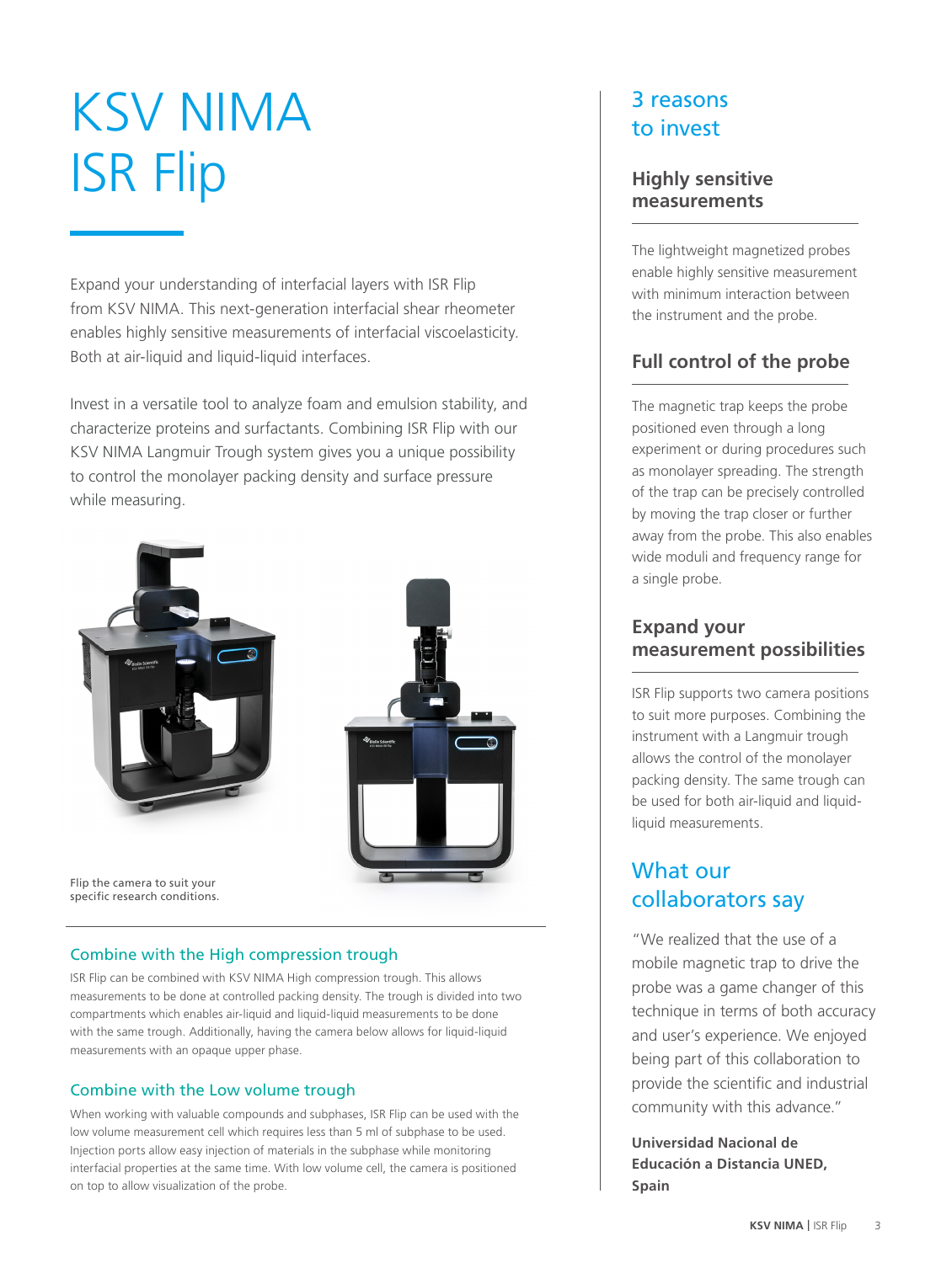# KSV NIMA ISR Flip

Expand your understanding of interfacial layers with ISR Flip from KSV NIMA. This next-generation interfacial shear rheometer enables highly sensitive measurements of interfacial viscoelasticity. Both at air-liquid and liquid-liquid interfaces.

Invest in a versatile tool to analyze foam and emulsion stability, and characterize proteins and surfactants. Combining ISR Flip with our KSV NIMA Langmuir Trough system gives you a unique possibility to control the monolayer packing density and surface pressure while measuring.

Flip the camera to suit your specific research conditions.

### Combine with the High compression trough

ISR Flip can be combined with KSV NIMA High compression trough. This allows measurements to be done at controlled packing density. The trough is divided into two compartments which enables air-liquid and liquid-liquid measurements to be done with the same trough. Additionally, having the camera below allows for liquid-liquid measurements with an opaque upper phase.

### Combine with the Low volume trough

When working with valuable compounds and subphases, ISR Flip can be used with the low volume measurement cell which requires less than 5 ml of subphase to be used. Injection ports allow easy injection of materials in the subphase while monitoring interfacial properties at the same time. With low volume cell, the camera is positioned on top to allow visualization of the probe.

## 3 reasons to invest

### Highly sensitive measurements

The lightweight magnetized probes enable highly sensitive measurement with minimum interaction between the instrument and the probe.

### Full control of the probe

The magnetic trap keeps the probe positioned even through a long experiment or during procedures such as monolayer spreading. The strength of the trap can be precisely controlled by moving the trap closer or further away from the probe. This also enables wide moduli and frequency range for a single probe.

### Expand your measurement possibilities

ISR Flip supports two camera positions to suit more purposes. Combining the instrument with a Langmuir trough allows the control of the monolayer packing density. The same trough can be used for both air-liquid and liquid-liquid measurements.

## What our collaborators say

"We realized that the use of a mobile magnetic trap to drive the probe was a game changer of this technique in terms of both accuracy and user's experience. We enjoyed being part of this collaboration to provide the scientific and industrial community with this advance."

**Universidad Nacional de Educación a Distancia UNED, Spain**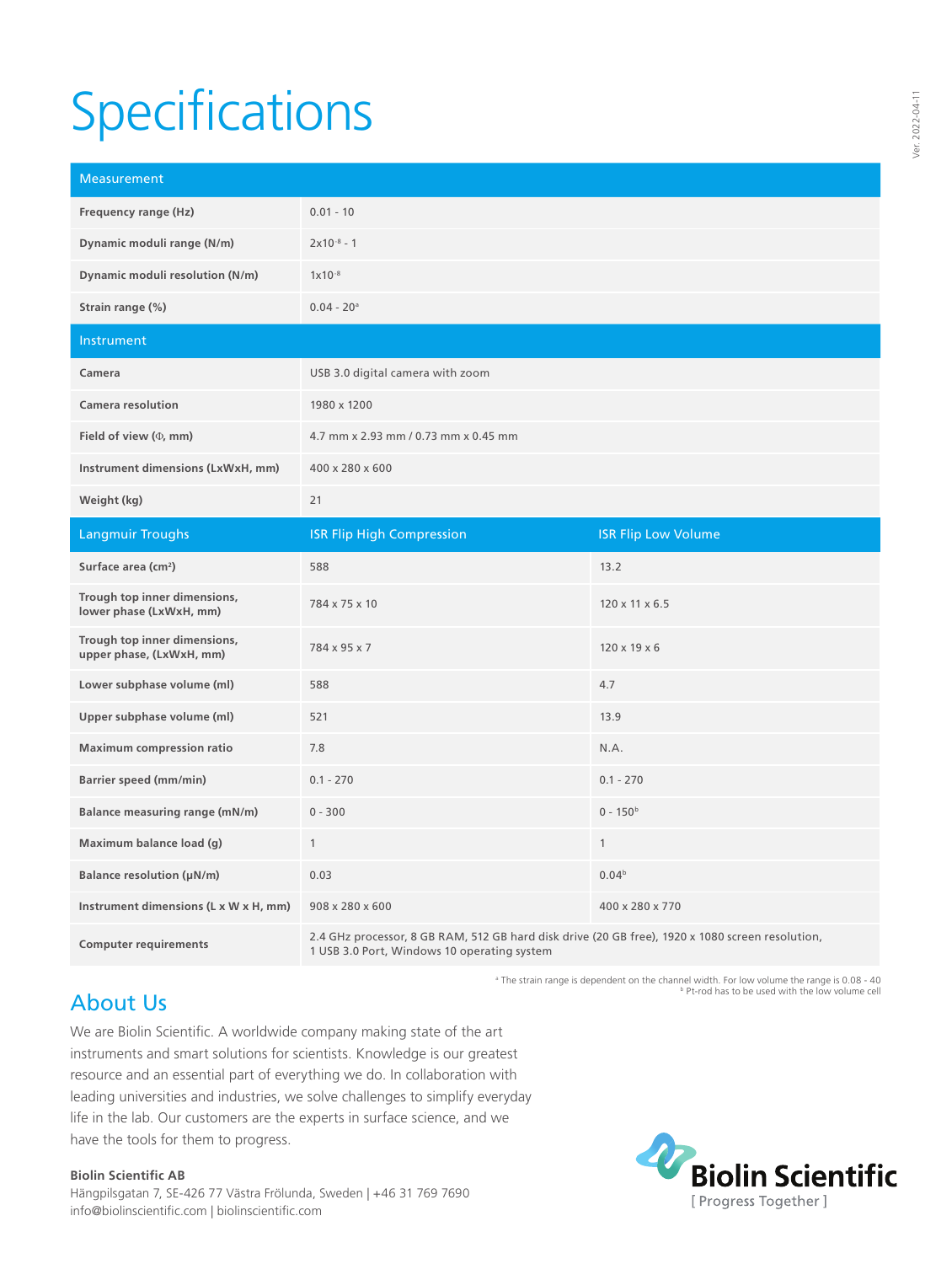# Specifications

| Measurement | | |
|---|---|---|
| **Frequency range (Hz)** | 0.01 - 10 | |
| **Dynamic moduli range (N/m)** | $2x10^{-8}$ - 1 | |
| **Dynamic moduli resolution (N/m)** | $1x10^{-8}$ | |
| **Strain range (%)** | 0.04 - 20[a] | |
| **Instrument** | | |
| **Camera** | USB 3.0 digital camera with zoom | |
| **Camera resolution** | 1980 x 1200 | |
| **Field of view (Φ, mm)** | 4.7 mm x 2.93 mm / 0.73 mm x 0.45 mm | |
| **Instrument dimensions (LxWxH, mm)** | 400 x 280 x 600 | |
| **Weight (kg)** | 21 | |
| **Langmuir Troughs** | **ISR Flip High Compression** | **ISR Flip Low Volume** |
| **Surface area (cm²)** | 588 | 13.2 |
| **Trough top inner dimensions, lower phase (LxWxH, mm)** | 784 x 75 x 10 | 120 x 11 x 6.5 |
| **Trough top inner dimensions, upper phase, (LxWxH, mm)** | 784 x 95 x 7 | 120 x 19 x 6 |
| **Lower subphase volume (ml)** | 588 | 4.7 |
| **Upper subphase volume (ml)** | 521 | 13.9 |
| **Maximum compression ratio** | 7.8 | N.A. |
| **Barrier speed (mm/min)** | 0.1 - 270 | 0.1 - 270 |
| **Balance measuring range (mN/m)** | 0 - 300 | 0 - 150[b] |
| **Maximum balance load (g)** | 1 | 1 |
| **Balance resolution (μN/m)** | 0.03 | 0.04[b] |
| **Instrument dimensions (L x W x H, mm)** | 908 x 280 x 600 | 400 x 280 x 770 |
| **Computer requirements** | 2.4 GHz processor, 8 GB RAM, 512 GB hard disk drive (20 GB free), 1920 x 1080 screen resolution, 1 USB 3.0 Port, Windows 10 operating system | |

[a] The strain range is dependent on the channel width. For low volume the range is 0.08 - 40
[b] Pt-rod has to be used with the low volume cell

## About Us

We are Biolin Scientific. A worldwide company making state of the art instruments and smart solutions for scientists. Knowledge is our greatest resource and an essential part of everything we do. In collaboration with leading universities and industries, we solve challenges to simplify everyday life in the lab. Our customers are the experts in surface science, and we have the tools for them to progress.

**Biolin Scientific AB**
Hängpilsgatan 7, SE-426 77 Västra Frölunda, Sweden | +46 31 769 7690
info@biolinscientific.com | biolinscientific.com

Biolin Scientific
[ Progress Together ]